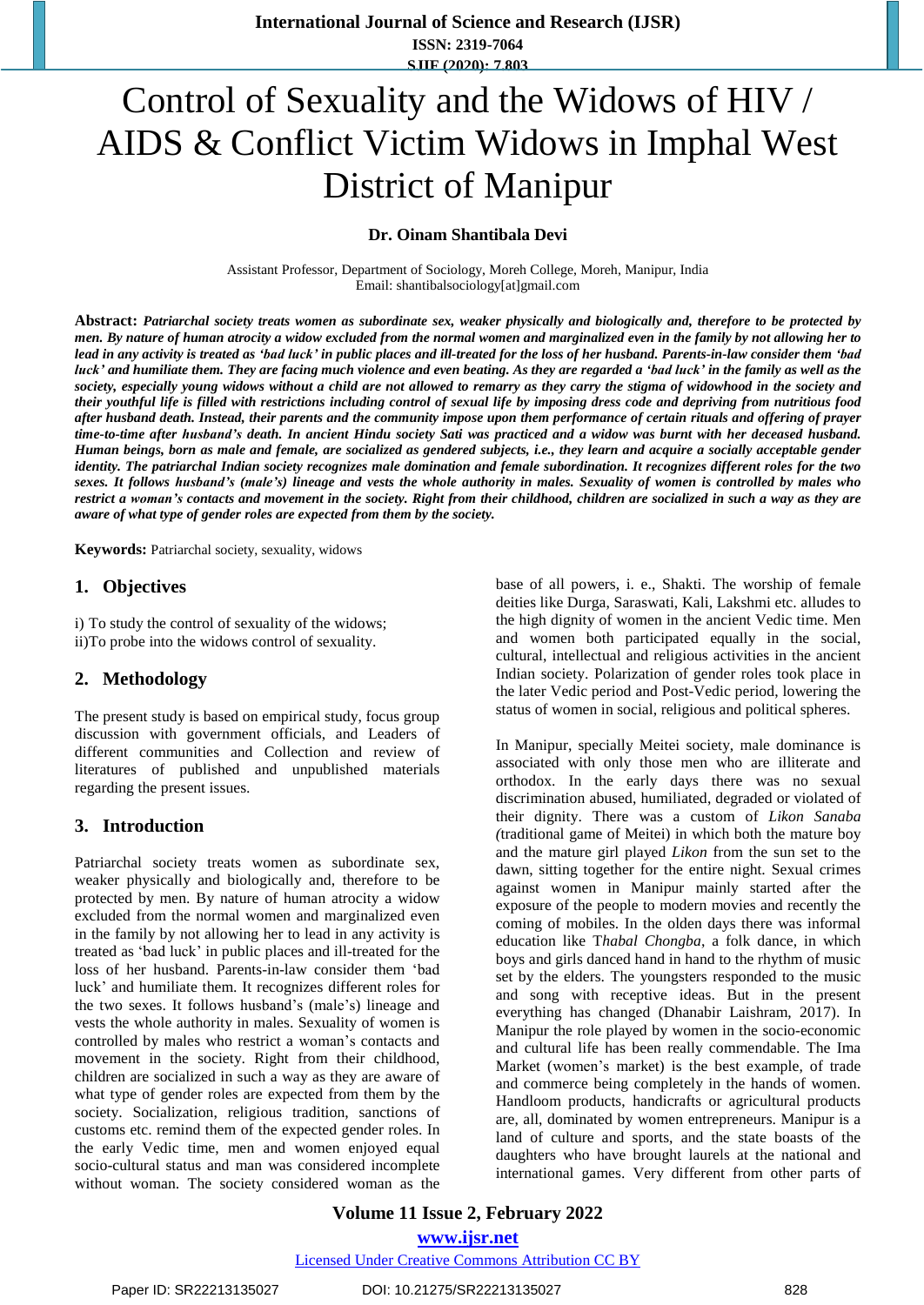# Control of Sexuality and the Widows of HIV / AIDS & Conflict Victim Widows in Imphal West District of Manipur

**Dr. Oinam Shantibala Devi**

Assistant Professor, Department of Sociology, Moreh College, Moreh, Manipur, India
Email: shantibalsociology[at]gmail.com

**Abstract:** ***Patriarchal society treats women as subordinate sex, weaker physically and biologically and, therefore to be protected by men. By nature of human atrocity a widow excluded from the normal women and marginalized even in the family by not allowing her to lead in any activity is treated as 'bad luck' in public places and ill-treated for the loss of her husband. Parents-in-law consider them 'bad luck' and humiliate them. They are facing much violence and even beating. As they are regarded a 'bad luck' in the family as well as the society, especially young widows without a child are not allowed to remarry as they carry the stigma of widowhood in the society and their youthful life is filled with restrictions including control of sexual life by imposing dress code and depriving from nutritious food after husband death. Instead, their parents and the community impose upon them performance of certain rituals and offering of prayer time-to-time after husband's death. In ancient Hindu society Sati was practiced and a widow was burnt with her deceased husband. Human beings, born as male and female, are socialized as gendered subjects, i.e., they learn and acquire a socially acceptable gender identity. The patriarchal Indian society recognizes male domination and female subordination. It recognizes different roles for the two sexes. It follows husband's (male's) lineage and vests the whole authority in males. Sexuality of women is controlled by males who restrict a woman's contacts and movement in the society. Right from their childhood, children are socialized in such a way as they are aware of what type of gender roles are expected from them by the society.***

**Keywords:** Patriarchal society, sexuality, widows

## 1. Objectives

i) To study the control of sexuality of the widows;
ii)To probe into the widows control of sexuality.

## 2. Methodology

The present study is based on empirical study, focus group discussion with government officials, and Leaders of different communities and Collection and review of literatures of published and unpublished materials regarding the present issues.

## 3. Introduction

Patriarchal society treats women as subordinate sex, weaker physically and biologically and, therefore to be protected by men. By nature of human atrocity a widow excluded from the normal women and marginalized even in the family by not allowing her to lead in any activity is treated as 'bad luck' in public places and ill-treated for the loss of her husband. Parents-in-law consider them 'bad luck' and humiliate them. It recognizes different roles for the two sexes. It follows husband's (male's) lineage and vests the whole authority in males. Sexuality of women is controlled by males who restrict a woman's contacts and movement in the society. Right from their childhood, children are socialized in such a way as they are aware of what type of gender roles are expected from them by the society. Socialization, religious tradition, sanctions of customs etc. remind them of the expected gender roles. In the early Vedic time, men and women enjoyed equal socio-cultural status and man was considered incomplete without woman. The society considered woman as the base of all powers, i. e., Shakti. The worship of female deities like Durga, Saraswati, Kali, Lakshmi etc. alludes to the high dignity of women in the ancient Vedic time. Men and women both participated equally in the social, cultural, intellectual and religious activities in the ancient Indian society. Polarization of gender roles took place in the later Vedic period and Post-Vedic period, lowering the status of women in social, religious and political spheres.

In Manipur, specially Meitei society, male dominance is associated with only those men who are illiterate and orthodox. In the early days there was no sexual discrimination abused, humiliated, degraded or violated of their dignity. There was a custom of *Likon Sanaba* (traditional game of Meitei) in which both the mature boy and the mature girl played *Likon* from the sun set to the dawn, sitting together for the entire night. Sexual crimes against women in Manipur mainly started after the exposure of the people to modern movies and recently the coming of mobiles. In the olden days there was informal education like T*habal Chongba*, a folk dance, in which boys and girls danced hand in hand to the rhythm of music set by the elders. The youngsters responded to the music and song with receptive ideas. But in the present everything has changed (Dhanabir Laishram, 2017). In Manipur the role played by women in the socio-economic and cultural life has been really commendable. The Ima Market (women's market) is the best example, of trade and commerce being completely in the hands of women. Handloom products, handicrafts or agricultural products are, all, dominated by women entrepreneurs. Manipur is a land of culture and sports, and the state boasts of the daughters who have brought laurels at the national and international games. Very different from other parts of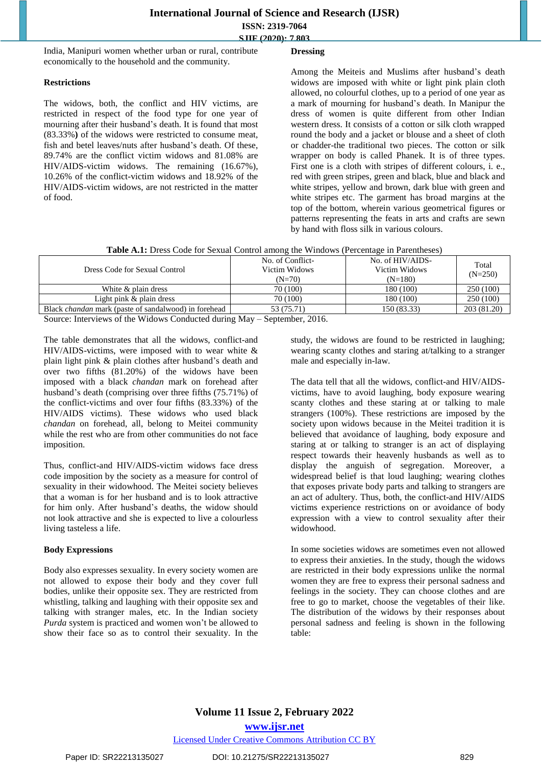India, Manipuri women whether urban or rural, contribute economically to the household and the community.

**Restrictions**

The widows, both, the conflict and HIV victims, are restricted in respect of the food type for one year of mourning after their husband's death. It is found that most (83.33%**)** of the widows were restricted to consume meat, fish and betel leaves/nuts after husband's death. Of these, 89.74% are the conflict victim widows and 81.08% are HIV/AIDS-victim widows. The remaining (16.67%), 10.26% of the conflict-victim widows and 18.92% of the HIV/AIDS-victim widows, are not restricted in the matter of food.

**Dressing**

Among the Meiteis and Muslims after husband's death widows are imposed with white or light pink plain cloth allowed, no colourful clothes, up to a period of one year as a mark of mourning for husband's death. In Manipur the dress of women is quite different from other Indian western dress. It consists of a cotton or silk cloth wrapped round the body and a jacket or blouse and a sheet of cloth or chadder-the traditional two pieces. The cotton or silk wrapper on body is called Phanek. It is of three types. First one is a cloth with stripes of different colours, i. e., red with green stripes, green and black, blue and black and white stripes, yellow and brown, dark blue with green and white stripes etc. The garment has broad margins at the top of the bottom, wherein various geometrical figures or patterns representing the feats in arts and crafts are sewn by hand with floss silk in various colours.

**Table A.1:** Dress Code for Sexual Control among the Windows (Percentage in Parentheses)

| Dress Code for Sexual Control | No. of Conflict-Victim Widows (N=70) | No. of HIV/AIDS-Victim Widows (N=180) | Total (N=250) |
|---|---|---|---|
| White & plain dress | 70 (100) | 180 (100) | 250 (100) |
| Light pink & plain dress | 70 (100) | 180 (100) | 250 (100) |
| Black *chandan* mark (paste of sandalwood) in forehead | 53 (75.71) | 150 (83.33) | 203 (81.20) |

Source: Interviews of the Widows Conducted during May – September, 2016.

The table demonstrates that all the widows, conflict-and HIV/AIDS-victims, were imposed with to wear white & plain light pink & plain clothes after husband's death and over two fifths (81.20%) of the widows have been imposed with a black *chandan* mark on forehead after husband's death (comprising over three fifths (75.71%) of the conflict-victims and over four fifths (83.33%) of the HIV/AIDS victims). These widows who used black *chandan* on forehead, all, belong to Meitei community while the rest who are from other communities do not face imposition.

Thus, conflict-and HIV/AIDS-victim widows face dress code imposition by the society as a measure for control of sexuality in their widowhood. The Meitei society believes that a woman is for her husband and is to look attractive for him only. After husband's deaths, the widow should not look attractive and she is expected to live a colourless living tasteless a life.

**Body Expressions**

Body also expresses sexuality. In every society women are not allowed to expose their body and they cover full bodies, unlike their opposite sex. They are restricted from whistling, talking and laughing with their opposite sex and talking with stranger males, etc. In the Indian society *Purda* system is practiced and women won't be allowed to show their face so as to control their sexuality. In the study, the widows are found to be restricted in laughing; wearing scanty clothes and staring at/talking to a stranger male and especially in-law.

The data tell that all the widows, conflict-and HIV/AIDS-victims, have to avoid laughing, body exposure wearing scanty clothes and these staring at or talking to male strangers (100%). These restrictions are imposed by the society upon widows because in the Meitei tradition it is believed that avoidance of laughing, body exposure and staring at or talking to stranger is an act of displaying respect towards their heavenly husbands as well as to display the anguish of segregation. Moreover, a widespread belief is that loud laughing; wearing clothes that exposes private body parts and talking to strangers are an act of adultery. Thus, both, the conflict-and HIV/AIDS victims experience restrictions on or avoidance of body expression with a view to control sexuality after their widowhood.

In some societies widows are sometimes even not allowed to express their anxieties. In the study, though the widows are restricted in their body expressions unlike the normal women they are free to express their personal sadness and feelings in the society. They can choose clothes and are free to go to market, choose the vegetables of their like. The distribution of the widows by their responses about personal sadness and feeling is shown in the following table: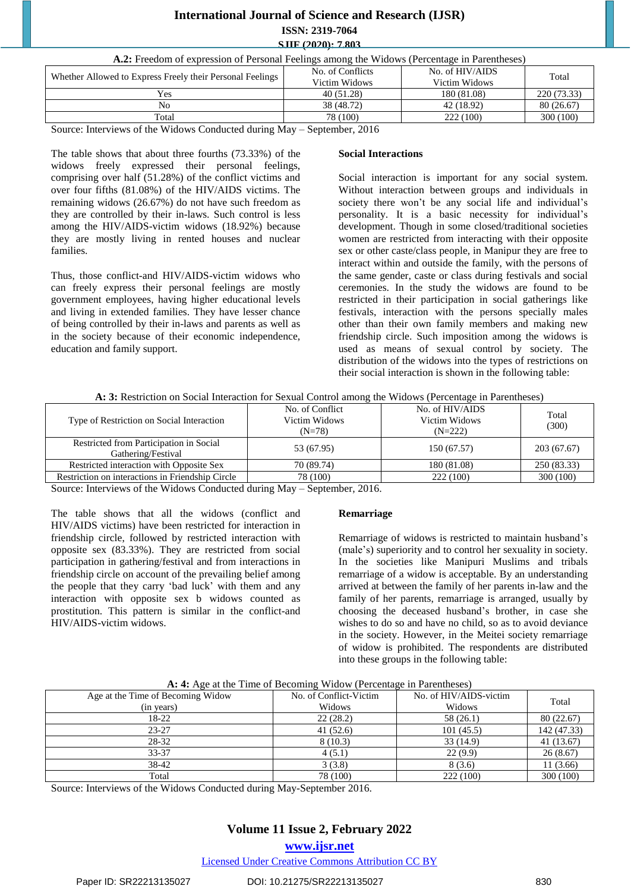**A.2:** Freedom of expression of Personal Feelings among the Widows (Percentage in Parentheses)

| Whether Allowed to Express Freely their Personal Feelings | No. of Conflicts Victim Widows | No. of HIV/AIDS Victim Widows | Total |
|---|---|---|---|
| Yes | 40 (51.28) | 180 (81.08) | 220 (73.33) |
| No | 38 (48.72) | 42 (18.92) | 80 (26.67) |
| Total | 78 (100) | 222 (100) | 300 (100) |

Source: Interviews of the Widows Conducted during May – September, 2016

The table shows that about three fourths (73.33%) of the widows freely expressed their personal feelings, comprising over half (51.28%) of the conflict victims and over four fifths (81.08%) of the HIV/AIDS victims. The remaining widows (26.67%) do not have such freedom as they are controlled by their in-laws. Such control is less among the HIV/AIDS-victim widows (18.92%) because they are mostly living in rented houses and nuclear families.

Thus, those conflict-and HIV/AIDS-victim widows who can freely express their personal feelings are mostly government employees, having higher educational levels and living in extended families. They have lesser chance of being controlled by their in-laws and parents as well as in the society because of their economic independence, education and family support.

### Social Interactions

Social interaction is important for any social system. Without interaction between groups and individuals in society there won't be any social life and individual's personality. It is a basic necessity for individual's development. Though in some closed/traditional societies women are restricted from interacting with their opposite sex or other caste/class people, in Manipur they are free to interact within and outside the family, with the persons of the same gender, caste or class during festivals and social ceremonies. In the study the widows are found to be restricted in their participation in social gatherings like festivals, interaction with the persons specially males other than their own family members and making new friendship circle. Such imposition among the widows is used as means of sexual control by society. The distribution of the widows into the types of restrictions on their social interaction is shown in the following table:

**A: 3:** Restriction on Social Interaction for Sexual Control among the Widows (Percentage in Parentheses)

| Type of Restriction on Social Interaction | No. of Conflict Victim Widows (N=78) | No. of HIV/AIDS Victim Widows (N=222) | Total (300) |
|---|---|---|---|
| Restricted from Participation in Social Gathering/Festival | 53 (67.95) | 150 (67.57) | 203 (67.67) |
| Restricted interaction with Opposite Sex | 70 (89.74) | 180 (81.08) | 250 (83.33) |
| Restriction on interactions in Friendship Circle | 78 (100) | 222 (100) | 300 (100) |

Source: Interviews of the Widows Conducted during May – September, 2016.

The table shows that all the widows (conflict and HIV/AIDS victims) have been restricted for interaction in friendship circle, followed by restricted interaction with opposite sex (83.33%). They are restricted from social participation in gathering/festival and from interactions in friendship circle on account of the prevailing belief among the people that they carry 'bad luck' with them and any interaction with opposite sex b widows counted as prostitution. This pattern is similar in the conflict-and HIV/AIDS-victim widows.

### Remarriage

Remarriage of widows is restricted to maintain husband's (male's) superiority and to control her sexuality in society. In the societies like Manipuri Muslims and tribals remarriage of a widow is acceptable. By an understanding arrived at between the family of her parents in-law and the family of her parents, remarriage is arranged, usually by choosing the deceased husband's brother, in case she wishes to do so and have no child, so as to avoid deviance in the society. However, in the Meitei society remarriage of widow is prohibited. The respondents are distributed into these groups in the following table:

**A: 4:** Age at the Time of Becoming Widow (Percentage in Parentheses)

| Age at the Time of Becoming Widow (in years) | No. of Conflict-Victim Widows | No. of HIV/AIDS-victim Widows | Total |
|---|---|---|---|
| 18-22 | 22 (28.2) | 58 (26.1) | 80 (22.67) |
| 23-27 | 41 (52.6) | 101 (45.5) | 142 (47.33) |
| 28-32 | 8 (10.3) | 33 (14.9) | 41 (13.67) |
| 33-37 | 4 (5.1) | 22 (9.9) | 26 (8.67) |
| 38-42 | 3 (3.8) | 8 (3.6) | 11 (3.66) |
| Total | 78 (100) | 222 (100) | 300 (100) |

Source: Interviews of the Widows Conducted during May-September 2016.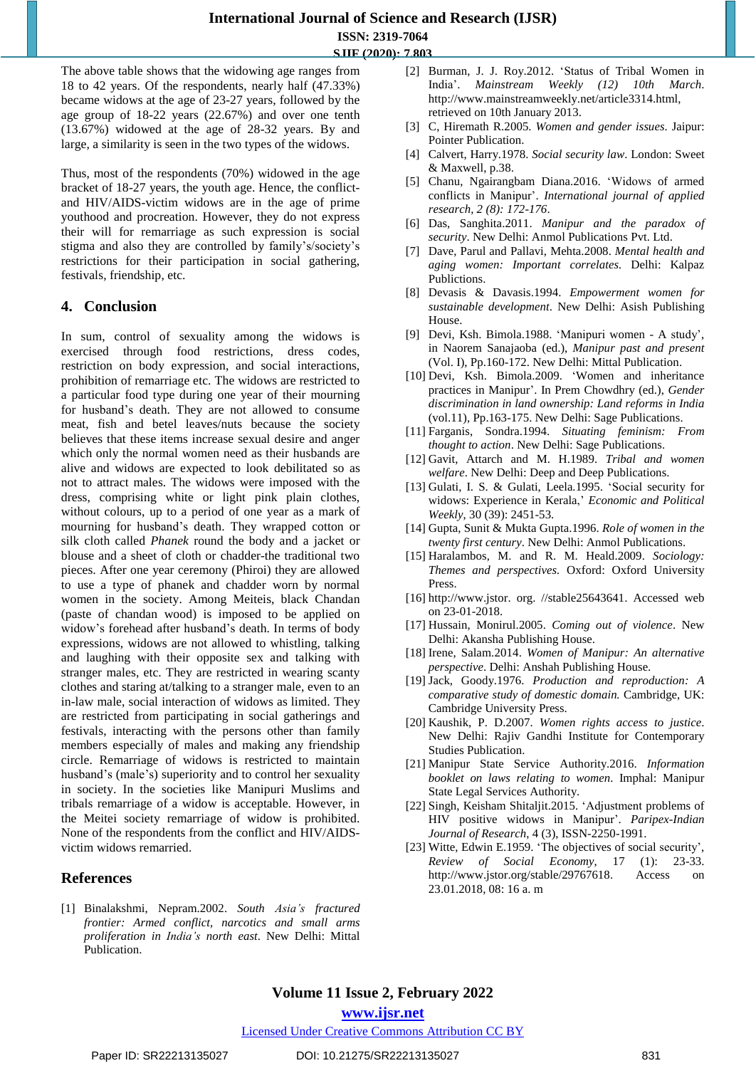The above table shows that the widowing age ranges from 18 to 42 years. Of the respondents, nearly half (47.33%) became widows at the age of 23-27 years, followed by the age group of 18-22 years (22.67%) and over one tenth (13.67%) widowed at the age of 28-32 years. By and large, a similarity is seen in the two types of the widows.

Thus, most of the respondents (70%) widowed in the age bracket of 18-27 years, the youth age. Hence, the conflict- and HIV/AIDS-victim widows are in the age of prime youthood and procreation. However, they do not express their will for remarriage as such expression is social stigma and also they are controlled by family's/society's restrictions for their participation in social gathering, festivals, friendship, etc.

## 4. Conclusion

In sum, control of sexuality among the widows is exercised through food restrictions, dress codes, restriction on body expression, and social interactions, prohibition of remarriage etc. The widows are restricted to a particular food type during one year of their mourning for husband's death. They are not allowed to consume meat, fish and betel leaves/nuts because the society believes that these items increase sexual desire and anger which only the normal women need as their husbands are alive and widows are expected to look debilitated so as not to attract males. The widows were imposed with the dress, comprising white or light pink plain clothes, without colours, up to a period of one year as a mark of mourning for husband's death. They wrapped cotton or silk cloth called *Phanek* round the body and a jacket or blouse and a sheet of cloth or chadder-the traditional two pieces. After one year ceremony (Phiroi) they are allowed to use a type of phanek and chadder worn by normal women in the society. Among Meiteis, black Chandan (paste of chandan wood) is imposed to be applied on widow's forehead after husband's death. In terms of body expressions, widows are not allowed to whistling, talking and laughing with their opposite sex and talking with stranger males, etc. They are restricted in wearing scanty clothes and staring at/talking to a stranger male, even to an in-law male, social interaction of widows is limited. They are restricted from participating in social gatherings and festivals, interacting with the persons other than family members especially of males and making any friendship circle. Remarriage of widows is restricted to maintain husband's (male's) superiority and to control her sexuality in society. In the societies like Manipuri Muslims and tribals remarriage of a widow is acceptable. However, in the Meitei society remarriage of widow is prohibited. None of the respondents from the conflict and HIV/AIDS-victim widows remarried.

## References

[1] Binalakshmi, Nepram.2002. *South Asia's fractured frontier: Armed conflict, narcotics and small arms proliferation in India's north east*. New Delhi: Mittal Publication.

[2] Burman, J. J. Roy.2012. 'Status of Tribal Women in India'. *Mainstream Weekly (12) 10th March*. http://www.mainstreamweekly.net/article3314.html, retrieved on 10th January 2013.

[3] C, Hiremath R.2005. *Women and gender issues*. Jaipur: Pointer Publication.

[4] Calvert, Harry.1978. *Social security law*. London: Sweet & Maxwell, p.38.

[5] Chanu, Ngairangbam Diana.2016. 'Widows of armed conflicts in Manipur'. *International journal of applied research, 2 (8): 172-176*.

[6] Das, Sanghita.2011. *Manipur and the paradox of security*. New Delhi: Anmol Publications Pvt. Ltd.

[7] Dave, Parul and Pallavi, Mehta.2008. *Mental health and aging women: Important correlates*. Delhi: Kalpaz Publictions.

[8] Devasis & Davasis.1994. *Empowerment women for sustainable development*. New Delhi: Asish Publishing House.

[9] Devi, Ksh. Bimola.1988. 'Manipuri women - A study', in Naorem Sanajaoba (ed.), *Manipur past and present* (Vol. I), Pp.160-172. New Delhi: Mittal Publication.

[10] Devi, Ksh. Bimola.2009. 'Women and inheritance practices in Manipur'. In Prem Chowdhry (ed.), *Gender discrimination in land ownership: Land reforms in India* (vol.11), Pp.163-175. New Delhi: Sage Publications.

[11] Farganis, Sondra.1994. *Situating feminism: From thought to action*. New Delhi: Sage Publications.

[12] Gavit, Attarch and M. H.1989. *Tribal and women welfare*. New Delhi: Deep and Deep Publications.

[13] Gulati, I. S. & Gulati, Leela.1995. 'Social security for widows: Experience in Kerala,' *Economic and Political Weekly*, 30 (39): 2451-53.

[14] Gupta, Sunit & Mukta Gupta.1996. *Role of women in the twenty first century*. New Delhi: Anmol Publications.

[15] Haralambos, M. and R. M. Heald.2009. *Sociology: Themes and perspectives*. Oxford: Oxford University Press.

[16] http://www.jstor. org. //stable25643641. Accessed web on 23-01-2018.

[17] Hussain, Monirul.2005. *Coming out of violence*. New Delhi: Akansha Publishing House.

[18] Irene, Salam.2014. *Women of Manipur: An alternative perspective*. Delhi: Anshah Publishing House.

[19] Jack, Goody.1976. *Production and reproduction: A comparative study of domestic domain*. Cambridge, UK: Cambridge University Press.

[20] Kaushik, P. D.2007. *Women rights access to justice*. New Delhi: Rajiv Gandhi Institute for Contemporary Studies Publication.

[21] Manipur State Service Authority.2016. *Information booklet on laws relating to women*. Imphal: Manipur State Legal Services Authority.

[22] Singh, Keisham Shitaljit.2015. 'Adjustment problems of HIV positive widows in Manipur'. *Paripex-Indian Journal of Research*, 4 (3), ISSN-2250-1991.

[23] Witte, Edwin E.1959. 'The objectives of social security', *Review of Social Economy*, 17 (1): 23-33. http://www.jstor.org/stable/29767618. Access on 23.01.2018, 08: 16 a. m